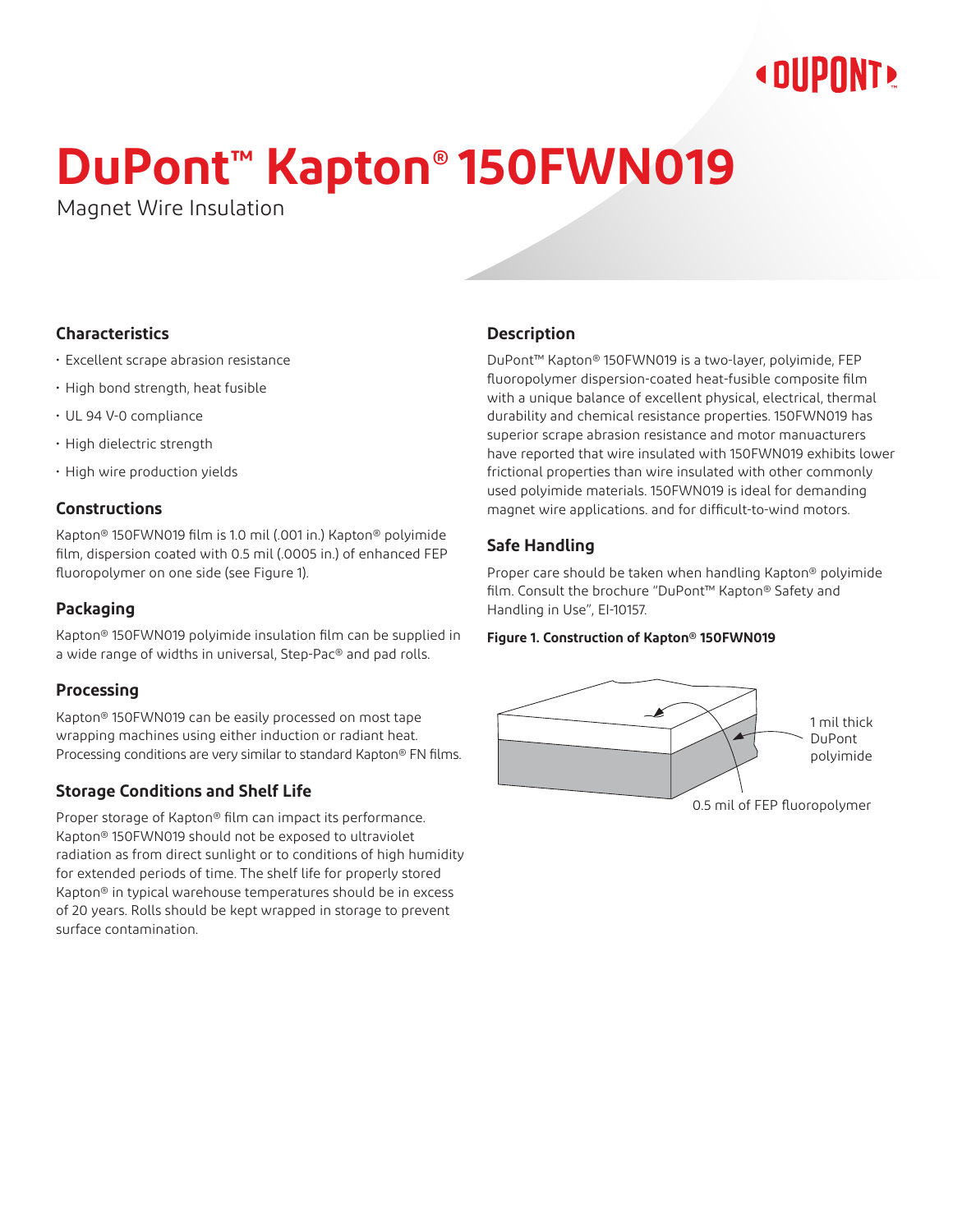# DuPont™ Kapton® 150FWN019

Magnet Wire Insulation

## Characteristics

- Excellent scrape abrasion resistance
- High bond strength, heat fusible
- UL 94 V-0 compliance
- High dielectric strength
- High wire production yields

## Constructions

Kapton® 150FWN019 film is 1.0 mil (.001 in.) Kapton® polyimide film, dispersion coated with 0.5 mil (.0005 in.) of enhanced FEP fluoropolymer on one side (see Figure 1).

## Packaging

Kapton® 150FWN019 polyimide insulation film can be supplied in a wide range of widths in universal, Step-Pac® and pad rolls.

## Processing

Kapton® 150FWN019 can be easily processed on most tape wrapping machines using either induction or radiant heat. Processing conditions are very similar to standard Kapton® FN films.

## Storage Conditions and Shelf Life

Proper storage of Kapton® film can impact its performance. Kapton® 150FWN019 should not be exposed to ultraviolet radiation as from direct sunlight or to conditions of high humidity for extended periods of time. The shelf life for properly stored Kapton® in typical warehouse temperatures should be in excess of 20 years. Rolls should be kept wrapped in storage to prevent surface contamination.

## Description

DuPont™ Kapton® 150FWN019 is a two-layer, polyimide, FEP fluoropolymer dispersion-coated heat-fusible composite film with a unique balance of excellent physical, electrical, thermal durability and chemical resistance properties. 150FWN019 has superior scrape abrasion resistance and motor manuacturers have reported that wire insulated with 150FWN019 exhibits lower frictional properties than wire insulated with other commonly used polyimide materials. 150FWN019 is ideal for demanding magnet wire applications. and for difficult-to-wind motors.

## Safe Handling

Proper care should be taken when handling Kapton® polyimide film. Consult the brochure "DuPont™ Kapton® Safety and Handling in Use", EI-10157.

**Figure 1. Construction of Kapton® 150FWN019**

1 mil thick DuPont polyimide

0.5 mil of FEP fluoropolymer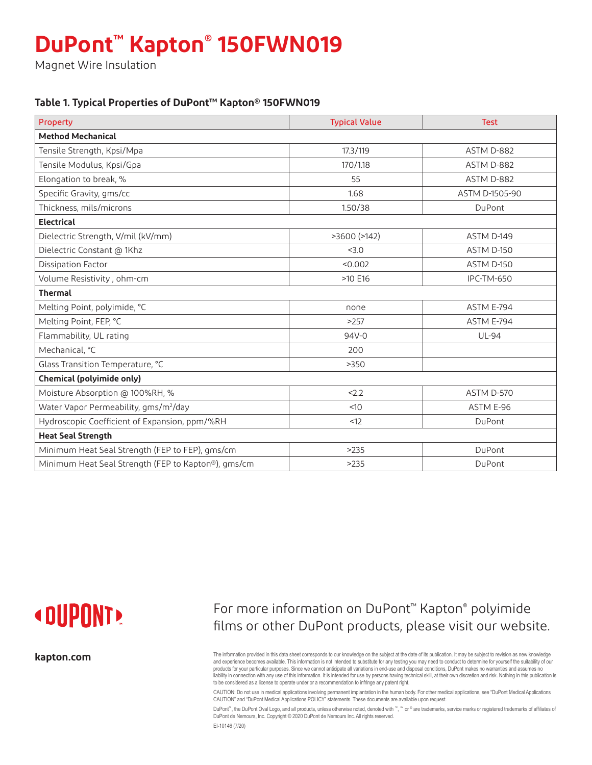# DuPont™ Kapton® 150FWN019

Magnet Wire Insulation

### Table 1. Typical Properties of DuPont™ Kapton® 150FWN019

| Property | Typical Value | Test |
|---|---|---|
| **Method Mechanical** | | |
| Tensile Strength, Kpsi/Mpa | 17.3/119 | ASTM D-882 |
| Tensile Modulus, Kpsi/Gpa | 170/1.18 | ASTM D-882 |
| Elongation to break, % | 55 | ASTM D-882 |
| Specific Gravity, gms/cc | 1.68 | ASTM D-1505-90 |
| Thickness, mils/microns | 1.50/38 | DuPont |
| **Electrical** | | |
| Dielectric Strength, V/mil (kV/mm) | >3600 (>142) | ASTM D-149 |
| Dielectric Constant @ 1Khz | <3.0 | ASTM D-150 |
| Dissipation Factor | <0.002 | ASTM D-150 |
| Volume Resistivity , ohm-cm | >10 E16 | IPC-TM-650 |
| **Thermal** | | |
| Melting Point, polyimide, °C | none | ASTM E-794 |
| Melting Point, FEP, °C | >257 | ASTM E-794 |
| Flammability, UL rating | 94V-0 | UL-94 |
| Mechanical, °C | 200 | |
| Glass Transition Temperature, °C | >350 | |
| **Chemical (polyimide only)** | | |
| Moisture Absorption @ 100%RH, % | <2.2 | ASTM D-570 |
| Water Vapor Permeability, gms/m²/day | <10 | ASTM E-96 |
| Hydroscopic Coefficient of Expansion, ppm/%RH | <12 | DuPont |
| **Heat Seal Strength** | | |
| Minimum Heat Seal Strength (FEP to FEP), gms/cm | >235 | DuPont |
| Minimum Heat Seal Strength (FEP to Kapton®), gms/cm | >235 | DuPont |

For more information on DuPont™ Kapton® polyimide films or other DuPont products, please visit our website.

**kapton.com**

The information provided in this data sheet corresponds to our knowledge on the subject at the date of its publication. It may be subject to revision as new knowledge and experience becomes available. This information is not intended to substitute for any testing you may need to conduct to determine for yourself the suitability of our products for your particular purposes. Since we cannot anticipate all variations in end-use and disposal conditions, DuPont makes no warranties and assumes no liability in connection with any use of this information. It is intended for use by persons having technical skill, at their own discretion and risk. Nothing in this publication is to be considered as a license to operate under or a recommendation to infringe any patent right.

CAUTION: Do not use in medical applications involving permanent implantation in the human body. For other medical applications, see "DuPont Medical Applications CAUTION" and "DuPont Medical Applications POLICY" statements. These documents are available upon request.

DuPont™, the DuPont Oval Logo, and all products, unless otherwise noted, denoted with ™, ℠ or ® are trademarks, service marks or registered trademarks of affiliates of DuPont de Nemours, Inc. Copyright © 2020 DuPont de Nemours Inc. All rights reserved.

EI-10146 (7/20)